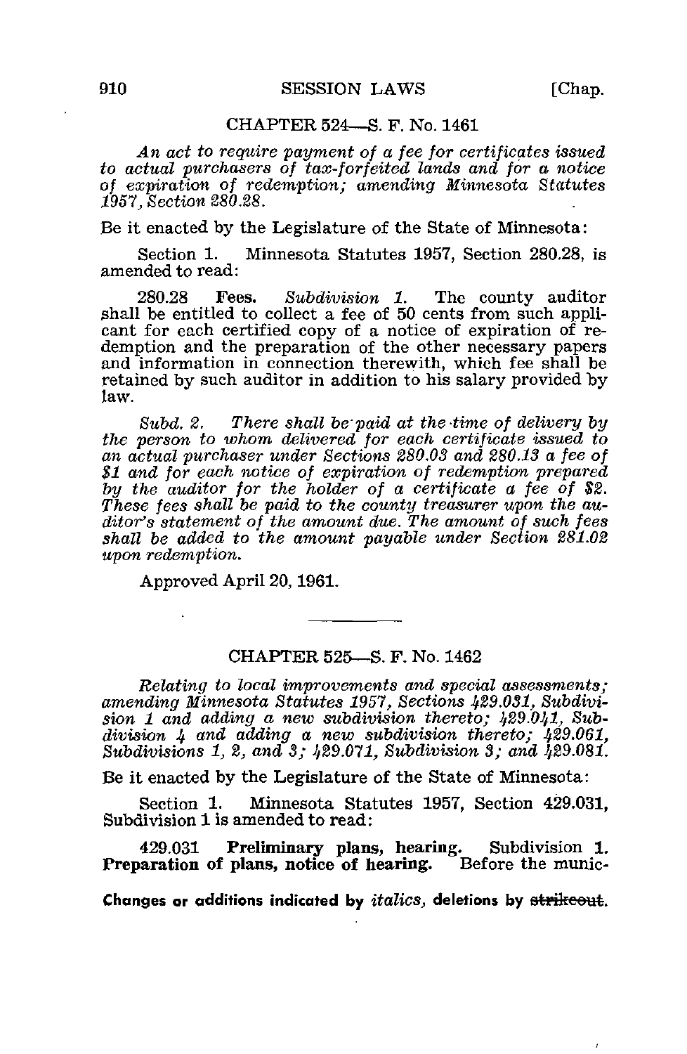## CHAPTER 524—S. F. No. 1461

*An act to require payment of a fee for certificates issued to actual purchasers of tax-forfeited lands and for a notice of expiration of redemption; amending Minnesota Statutes 1957, Section 280.28.*

Be it enacted by the Legislature of the State of Minnesota:

Section 1. Minnesota Statutes 1957, Section 280.28, is amended to read:

280.28 **Fees.** *Subdivision 1.* The county auditor shall be entitled to collect a fee of 50 cents from such applicant for each certified copy of a notice of expiration of redemption and the preparation of the other necessary papers and information in connection therewith, which fee shall be retained by such auditor in addition to his salary provided by law.

*Subd. 2. There shall be paid at the time of delivery by the person to whom delivered for each certificate issued to an actual purchaser under Sections 280.03 and 280.13 a fee of $1 and for each notice of expiration of redemption prepared by the auditor for the holder of a certificate a fee of $2. These fees shall be paid to the county treasurer upon the auditor's statement of the amount due. The amount of such fees shall be added to the amount payable under Section 281.02 upon redemption.*

Approved April 20, 1961.

---

## CHAPTER 525—S. F. No. 1462

*Relating to local improvements and special assessments; amending Minnesota Statutes 1957, Sections 429.031, Subdivision 1 and adding a new subdivision thereto; 429.041, Subdivision 4 and adding a new subdivision thereto; 429.061, Subdivisions 1, 2, and 3; 429.071, Subdivision 3; and 429.081.*

Be it enacted by the Legislature of the State of Minnesota:

Section 1. Minnesota Statutes 1957, Section 429.031, Subdivision 1 is amended to read:

429.031 **Preliminary plans, hearing.** Subdivision **1. Preparation of plans, notice of hearing.** Before the munic-

**Changes or additions indicated by** *italics*, **deletions by** ~~strikeout~~.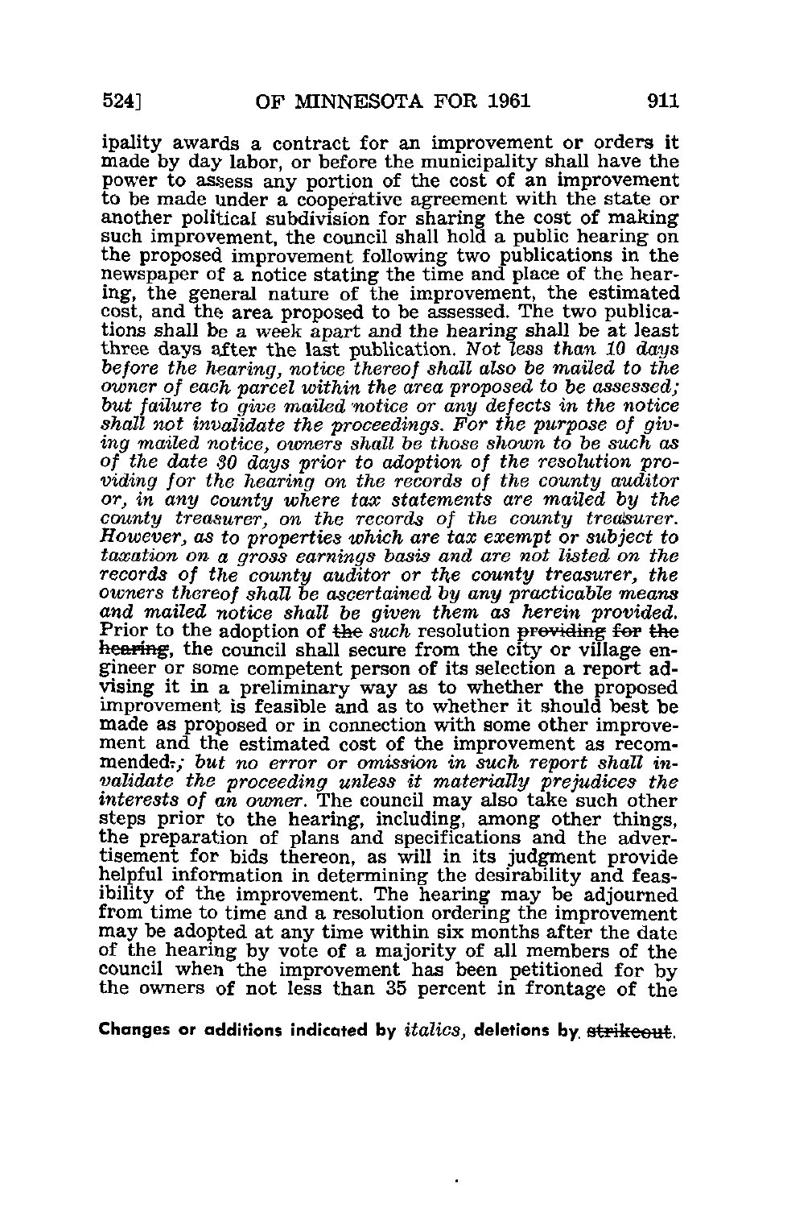ipality awards a contract for an improvement or orders it made by day labor, or before the municipality shall have the power to assess any portion of the cost of an improvement to be made under a cooperative agreement with the state or another political subdivision for sharing the cost of making such improvement, the council shall hold a public hearing on the proposed improvement following two publications in the newspaper of a notice stating the time and place of the hearing, the general nature of the improvement, the estimated cost, and the area proposed to be assessed. The two publications shall be a week apart and the hearing shall be at least three days after the last publication. *Not less than 10 days before the hearing, notice thereof shall also be mailed to the owner of each parcel within the area proposed to be assessed; but failure to give mailed notice or any defects in the notice shall not invalidate the proceedings. For the purpose of giving mailed notice, owners shall be those shown to be such as of the date 30 days prior to adoption of the resolution providing for the hearing on the records of the county auditor or, in any county where tax statements are mailed by the county treasurer, on the records of the county treasurer. However, as to properties which are tax exempt or subject to taxation on a gross earnings basis and are not listed on the records of the county auditor or the county treasurer, the owners thereof shall be ascertained by any practicable means and mailed notice shall be given them as herein provided.* Prior to the adoption of ~~the~~ *such* resolution ~~providing for the hearing~~, the council shall secure from the city or village engineer or some competent person of its selection a report advising it in a preliminary way as to whether the proposed improvement is feasible and as to whether it should best be made as proposed or in connection with some other improvement and the estimated cost of the improvement as recommended~~.~~*; but no error or omission in such report shall invalidate the proceeding unless it materially prejudices the interests of an owner.* The council may also take such other steps prior to the hearing, including, among other things, the preparation of plans and specifications and the advertisement for bids thereon, as will in its judgment provide helpful information in determining the desirability and feasibility of the improvement. The hearing may be adjourned from time to time and a resolution ordering the improvement may be adopted at any time within six months after the date of the hearing by vote of a majority of all members of the council when the improvement has been petitioned for by the owners of not less than 35 percent in frontage of the

**Changes or additions indicated by *italics*, deletions by ~~strikeout~~.**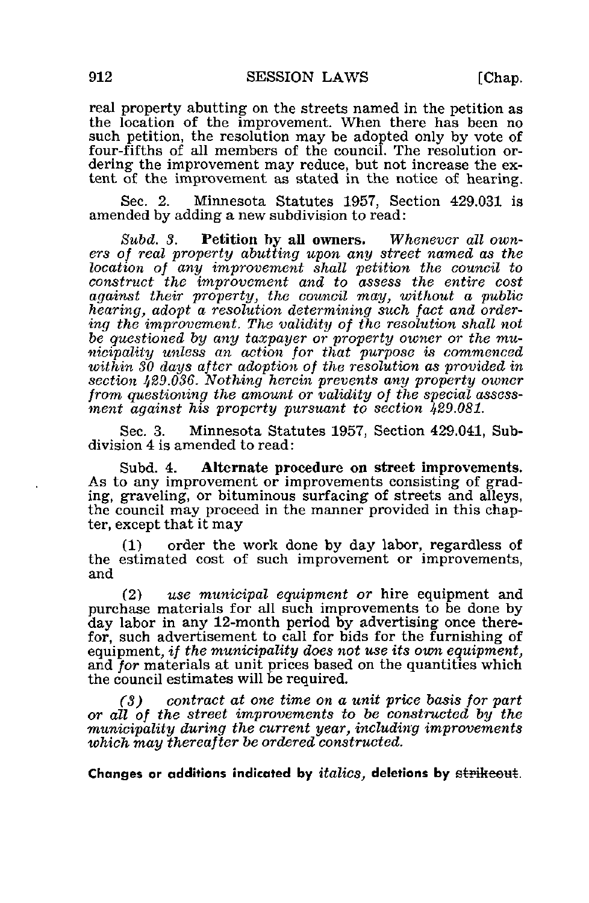real property abutting on the streets named in the petition as the location of the improvement. When there has been no such petition, the resolution may be adopted only by vote of four-fifths of all members of the council. The resolution ordering the improvement may reduce, but not increase the extent of the improvement as stated in the notice of hearing.

Sec. 2. Minnesota Statutes 1957, Section 429.031 is amended by adding a new subdivision to read:

*Subd. 3.* **Petition by all owners.** *Whenever all owners of real property abutting upon any street named as the location of any improvement shall petition the council to construct the improvement and to assess the entire cost against their property, the council may, without a public hearing, adopt a resolution determining such fact and ordering the improvement. The validity of the resolution shall not be questioned by any taxpayer or property owner or the municipality unless an action for that purpose is commenced within 30 days after adoption of the resolution as provided in section 429.036. Nothing herein prevents any property owner from questioning the amount or validity of the special assessment against his property pursuant to section 429.081.*

Sec. 3. Minnesota Statutes 1957, Section 429.041, Subdivision 4 is amended to read:

Subd. 4. **Alternate procedure on street improvements.** As to any improvement or improvements consisting of grading, graveling, or bituminous surfacing of streets and alleys, the council may proceed in the manner provided in this chapter, except that it may

(1) order the work done by day labor, regardless of the estimated cost of such improvement or improvements, and

(2) *use municipal equipment or* hire equipment and purchase materials for all such improvements to be done by day labor in any 12-month period by advertising once therefor, such advertisement to call for bids for the furnishing of equipment, *if the municipality does not use its own equipment,* and *for* materials at unit prices based on the quantities which the council estimates will be required.

*(3) contract at one time on a unit price basis for part or all of the street improvements to be constructed by the municipality during the current year, including improvements which may thereafter be ordered constructed.*

**Changes or additions indicated by** *italics*, **deletions by** ~~strikeout~~.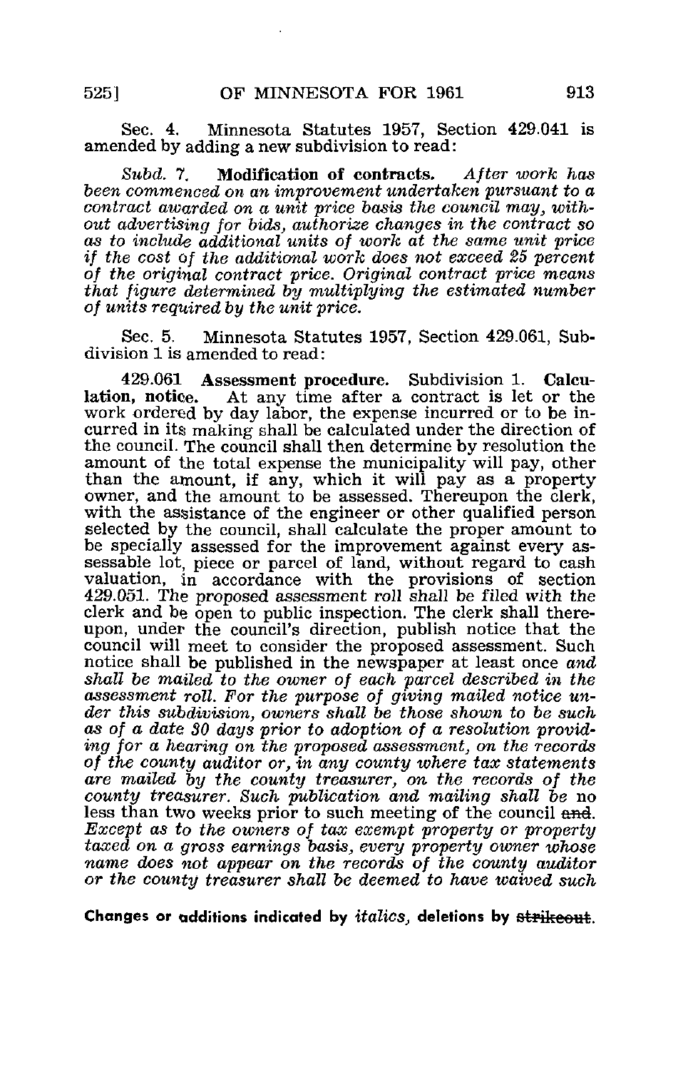Sec. 4. Minnesota Statutes 1957, Section 429.041 is amended by adding a new subdivision to read:

*Subd. 7.* **Modification of contracts.** *After work has been commenced on an improvement undertaken pursuant to a contract awarded on a unit price basis the council may, without advertising for bids, authorize changes in the contract so as to include additional units of work at the same unit price if the cost of the additional work does not exceed 25 percent of the original contract price. Original contract price means that figure determined by multiplying the estimated number of units required by the unit price.*

Sec. 5. Minnesota Statutes 1957, Section 429.061, Subdivision 1 is amended to read:

429.061 **Assessment procedure.** Subdivision 1. **Calculation, notice.** At any time after a contract is let or the work ordered by day labor, the expense incurred or to be incurred in its making shall be calculated under the direction of the council. The council shall then determine by resolution the amount of the total expense the municipality will pay, other than the amount, if any, which it will pay as a property owner, and the amount to be assessed. Thereupon the clerk, with the assistance of the engineer or other qualified person selected by the council, shall calculate the proper amount to be specially assessed for the improvement against every assessable lot, piece or parcel of land, without regard to cash valuation, in accordance with the provisions of section 429.051. The proposed assessment roll shall be filed with the clerk and be open to public inspection. The clerk shall thereupon, under the council's direction, publish notice that the council will meet to consider the proposed assessment. Such notice shall be published in the newspaper at least once *and shall be mailed to the owner of each parcel described in the assessment roll. For the purpose of giving mailed notice under this subdivision, owners shall be those shown to be such as of a date 30 days prior to adoption of a resolution providing for a hearing on the proposed assessment, on the records of the county auditor or, in any county where tax statements are mailed by the county treasurer, on the records of the county treasurer. Such publication and mailing shall be* no less than two weeks prior to such meeting of the council ~~and~~. *Except as to the owners of tax exempt property or property taxed on a gross earnings basis, every property owner whose name does not appear on the records of the county auditor or the county treasurer shall be deemed to have waived such*

Changes or additions indicated by *italics*, deletions by ~~strikeout~~.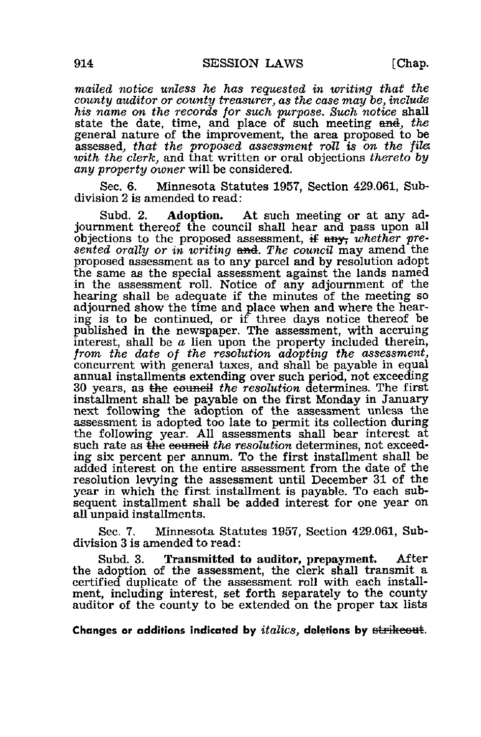*mailed notice unless he has requested in writing that the county auditor or county treasurer, as the case may be, include his name on the records for such purpose. Such notice* shall state the date, time, and place of such meeting ~~and~~, *the* general nature of the improvement, the area proposed to be assessed, *that the proposed assessment roll is on the file with the clerk,* and that written or oral objections *thereto by any property owner* will be considered.

Sec. 6. Minnesota Statutes 1957, Section 429.061, Subdivision 2 is amended to read:

Subd. 2. **Adoption.** At such meeting or at any adjournment thereof the council shall hear and pass upon all objections to the proposed assessment, ~~if any,~~ *whether presented orally or in writing* ~~and~~. *The council* may amend the proposed assessment as to any parcel and by resolution adopt the same as the special assessment against the lands named in the assessment roll. Notice of any adjournment of the hearing shall be adequate if the minutes of the meeting so adjourned show the time and place when and where the hearing is to be continued, or if three days notice thereof be published in the newspaper. The assessment, with accruing interest, shall be *a* lien upon the property included therein, *from the date of the resolution adopting the assessment,* concurrent with general taxes, and shall be payable in equal annual installments extending over such period, not exceeding 30 years, as ~~the council~~ *the resolution* determines. The first installment shall be payable on the first Monday in January next following the adoption of the assessment unless the assessment is adopted too late to permit its collection during the following year. All assessments shall bear interest at such rate as ~~the council~~ *the resolution* determines, not exceeding six percent per annum. To the first installment shall be added interest on the entire assessment from the date of the resolution levying the assessment until December 31 of the year in which the first installment is payable. To each subsequent installment shall be added interest for one year on all unpaid installments.

Sec. 7. Minnesota Statutes 1957, Section 429.061, Subdivision 3 is amended to read:

Subd. 3. **Transmitted to auditor, prepayment.** After the adoption of the assessment, the clerk shall transmit a certified duplicate of the assessment roll with each installment, including interest, set forth separately to the county auditor of the county to be extended on the proper tax lists

**Changes or additions indicated by** *italics*, **deletions by** ~~strikeout~~.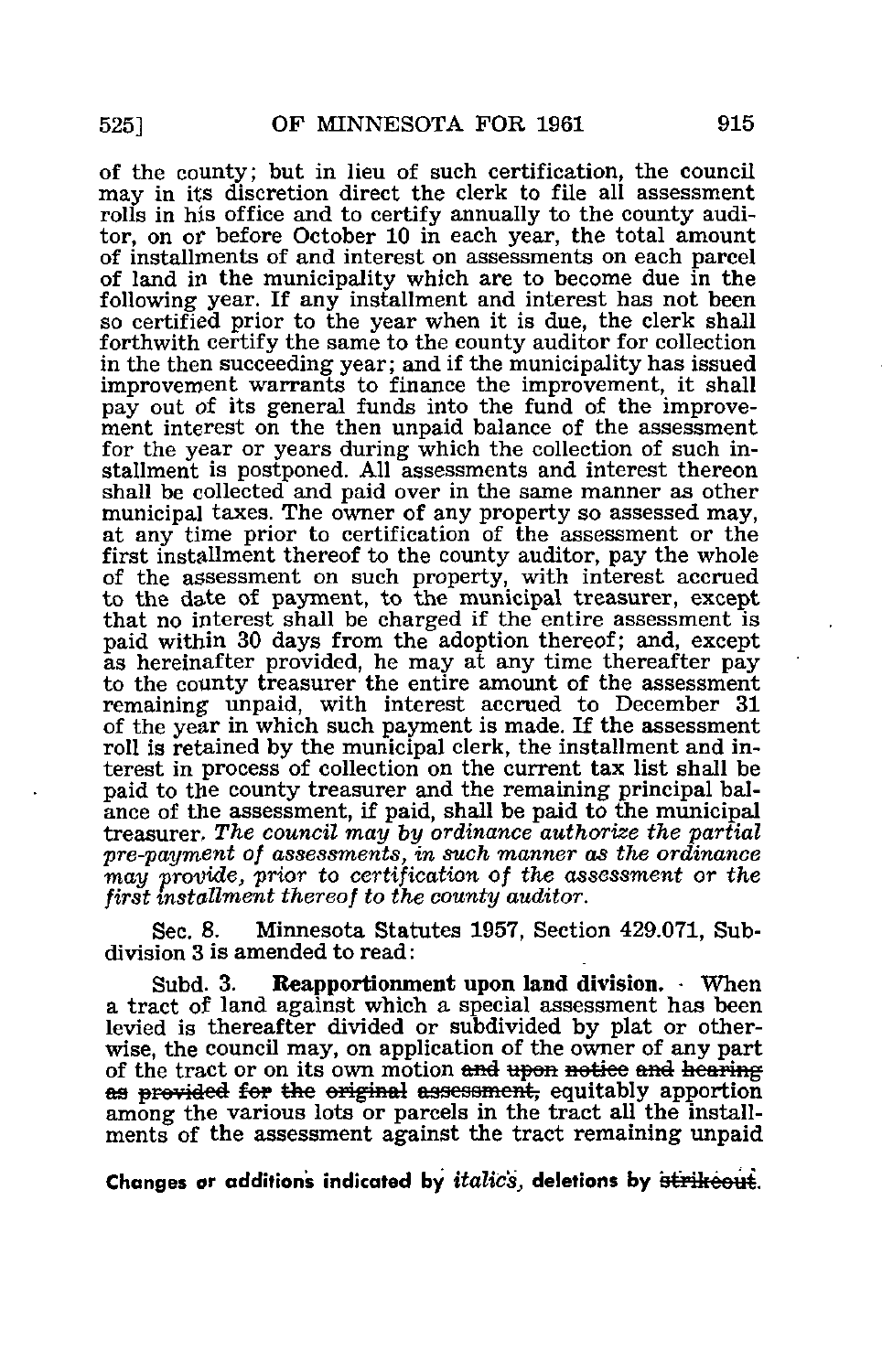of the county; but in lieu of such certification, the council may in its discretion direct the clerk to file all assessment rolls in his office and to certify annually to the county auditor, on or before October 10 in each year, the total amount of installments of and interest on assessments on each parcel of land in the municipality which are to become due in the following year. If any installment and interest has not been so certified prior to the year when it is due, the clerk shall forthwith certify the same to the county auditor for collection in the then succeeding year; and if the municipality has issued improvement warrants to finance the improvement, it shall pay out of its general funds into the fund of the improvement interest on the then unpaid balance of the assessment for the year or years during which the collection of such installment is postponed. All assessments and interest thereon shall be collected and paid over in the same manner as other municipal taxes. The owner of any property so assessed may, at any time prior to certification of the assessment or the first installment thereof to the county auditor, pay the whole of the assessment on such property, with interest accrued to the date of payment, to the municipal treasurer, except that no interest shall be charged if the entire assessment is paid within 30 days from the adoption thereof; and, except as hereinafter provided, he may at any time thereafter pay to the county treasurer the entire amount of the assessment remaining unpaid, with interest accrued to December 31 of the year in which such payment is made. If the assessment roll is retained by the municipal clerk, the installment and interest in process of collection on the current tax list shall be paid to the county treasurer and the remaining principal balance of the assessment, if paid, shall be paid to the municipal treasurer. *The council may by ordinance authorize the partial pre-payment of assessments, in such manner as the ordinance may provide, prior to certification of the assessment or the first installment thereof to the county auditor.*

Sec. 8. Minnesota Statutes 1957, Section 429.071, Subdivision 3 is amended to read:

Subd. 3. **Reapportionment upon land division.** When a tract of land against which a special assessment has been levied is thereafter divided or subdivided by plat or otherwise, the council may, on application of the owner of any part of the tract or on its own motion ~~and upon notice and hearing as provided for the original assessment,~~ equitably apportion among the various lots or parcels in the tract all the installments of the assessment against the tract remaining unpaid

Changes or additions indicated by *italics*, deletions by ~~strikeout~~.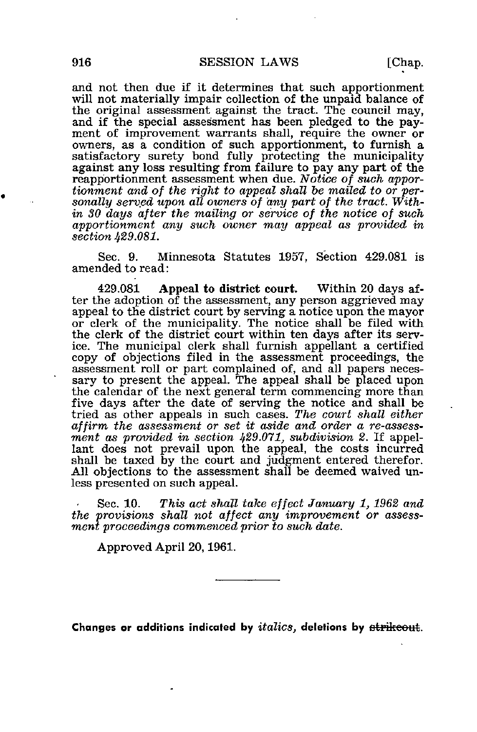and not then due if it determines that such apportionment will not materially impair collection of the unpaid balance of the original assessment against the tract. The council may, and if the special assessment has been pledged to the payment of improvement warrants shall, require the owner or owners, as a condition of such apportionment, to furnish a satisfactory surety bond fully protecting the municipality against any loss resulting from failure to pay any part of the reapportionment assessment when due. *Notice of such apportionment and of the right to appeal shall be mailed to or personally served upon all owners of any part of the tract. Within 30 days after the mailing or service of the notice of such apportionment any such owner may appeal as provided in section 429.081.*

Sec. 9. Minnesota Statutes 1957, Section 429.081 is amended to read:

429.081 **Appeal to district court.** Within 20 days after the adoption of the assessment, any person aggrieved may appeal to the district court by serving a notice upon the mayor or clerk of the municipality. The notice shall be filed with the clerk of the district court within ten days after its service. The municipal clerk shall furnish appellant a certified copy of objections filed in the assessment proceedings, the assessment roll or part complained of, and all papers necessary to present the appeal. The appeal shall be placed upon the calendar of the next general term commencing more than five days after the date of serving the notice and shall be tried as other appeals in such cases. *The court shall either affirm the assessment or set it aside and order a re-assessment as provided in section 429.071, subdivision 2.* If appellant does not prevail upon the appeal, the costs incurred shall be taxed by the court and judgment entered therefor. All objections to the assessment shall be deemed waived unless presented on such appeal.

Sec. 10. *This act shall take effect January 1, 1962 and the provisions shall not affect any improvement or assessment proceedings commenced prior to such date.*

Approved April 20, 1961.

---

**Changes or additions indicated by *italics*, deletions by ~~strikeout~~.**